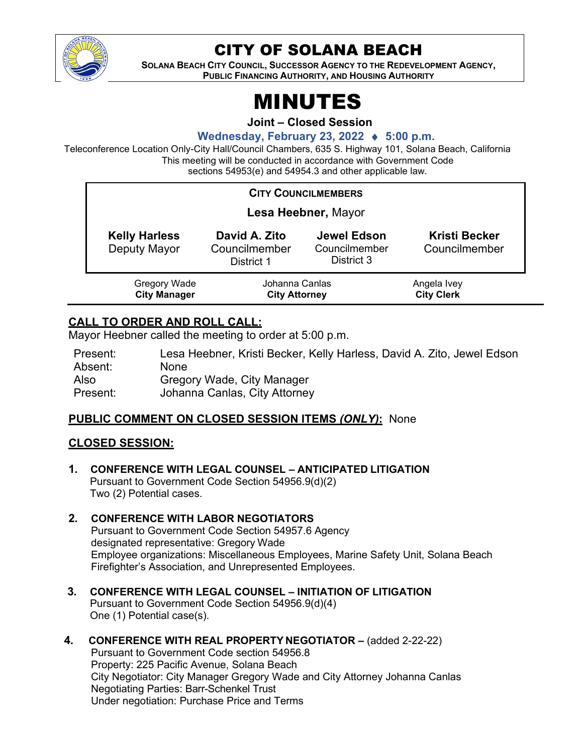# CITY OF SOLANA BEACH

**SOLANA BEACH CITY COUNCIL, SUCCESSOR AGENCY TO THE REDEVELOPMENT AGENCY, PUBLIC FINANCING AUTHORITY, AND HOUSING AUTHORITY**

# MINUTES

**Joint – Closed Session**

**Wednesday, February 23, 2022 ♦ 5:00 p.m.**

Teleconference Location Only-City Hall/Council Chambers, 635 S. Highway 101, Solana Beach, California
This meeting will be conducted in accordance with Government Code sections 54953(e) and 54954.3 and other applicable law.

**CITY COUNCILMEMBERS**

**Lesa Heebner,** Mayor

| **Kelly Harless** | **David A. Zito** | **Jewel Edson** | **Kristi Becker** |
|---|---|---|---|
| Deputy Mayor | Councilmember District 1 | Councilmember District 3 | Councilmember |

| Gregory Wade | Johanna Canlas | Angela Ivey |
|---|---|---|
| **City Manager** | **City Attorney** | **City Clerk** |

## CALL TO ORDER AND ROLL CALL:

Mayor Heebner called the meeting to order at 5:00 p.m.

Present: Lesa Heebner, Kristi Becker, Kelly Harless, David A. Zito, Jewel Edson
Absent: None
Also Present: Gregory Wade, City Manager
Johanna Canlas, City Attorney

## PUBLIC COMMENT ON CLOSED SESSION ITEMS *(ONLY)*: None

## CLOSED SESSION:

1. **CONFERENCE WITH LEGAL COUNSEL – ANTICIPATED LITIGATION**
   Pursuant to Government Code Section 54956.9(d)(2)
   Two (2) Potential cases.

2. **CONFERENCE WITH LABOR NEGOTIATORS**
   Pursuant to Government Code Section 54957.6 Agency designated representative: Gregory Wade
   Employee organizations: Miscellaneous Employees, Marine Safety Unit, Solana Beach Firefighter's Association, and Unrepresented Employees.

3. **CONFERENCE WITH LEGAL COUNSEL – INITIATION OF LITIGATION**
   Pursuant to Government Code Section 54956.9(d)(4)
   One (1) Potential case(s).

4. **CONFERENCE WITH REAL PROPERTY NEGOTIATOR –** (added 2-22-22)
   Pursuant to Government Code section 54956.8
   Property: 225 Pacific Avenue, Solana Beach
   City Negotiator: City Manager Gregory Wade and City Attorney Johanna Canlas
   Negotiating Parties: Barr-Schenkel Trust
   Under negotiation: Purchase Price and Terms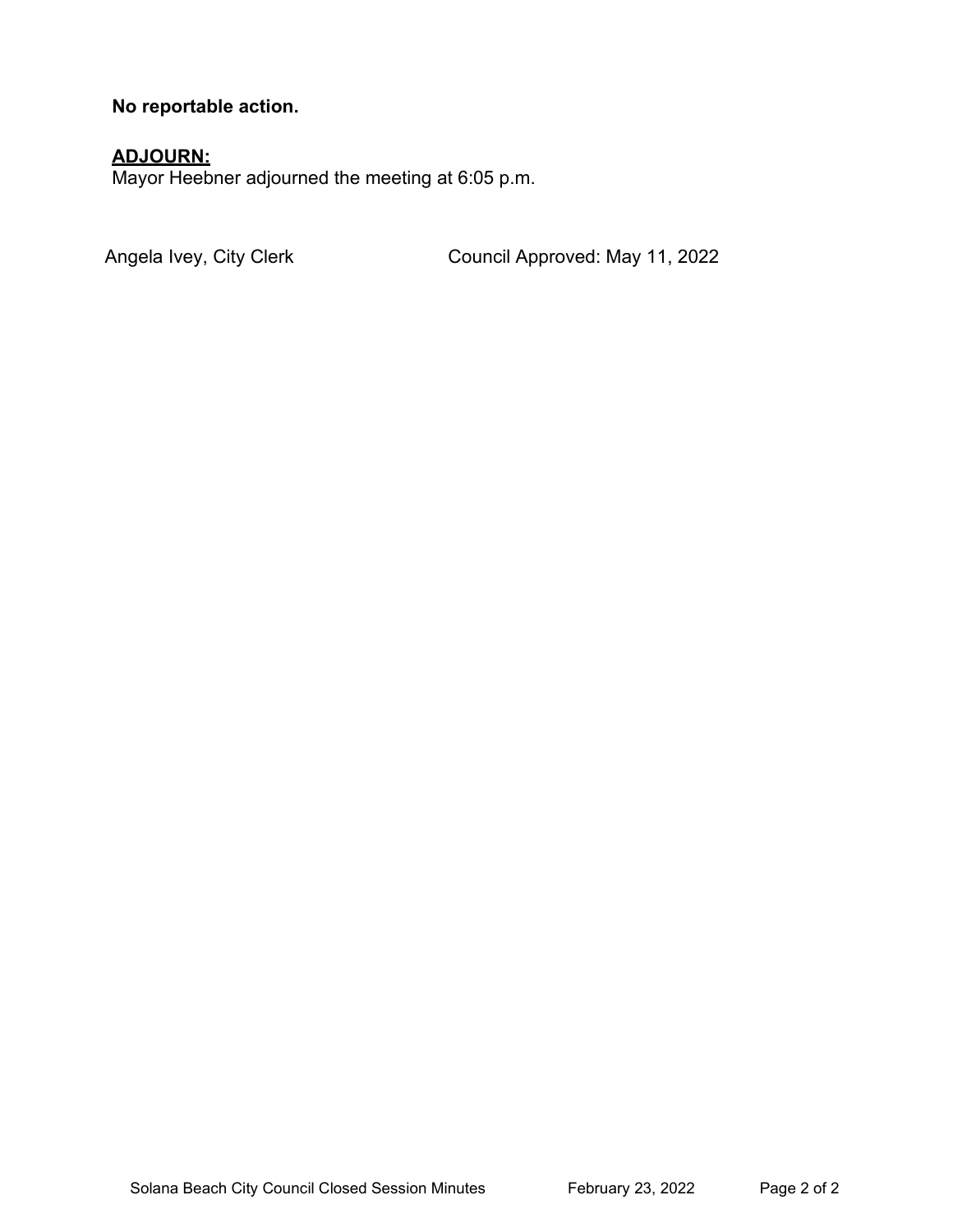**No reportable action.**

**ADJOURN:**

Mayor Heebner adjourned the meeting at 6:05 p.m.

Angela Ivey, City Clerk Council Approved: May 11, 2022